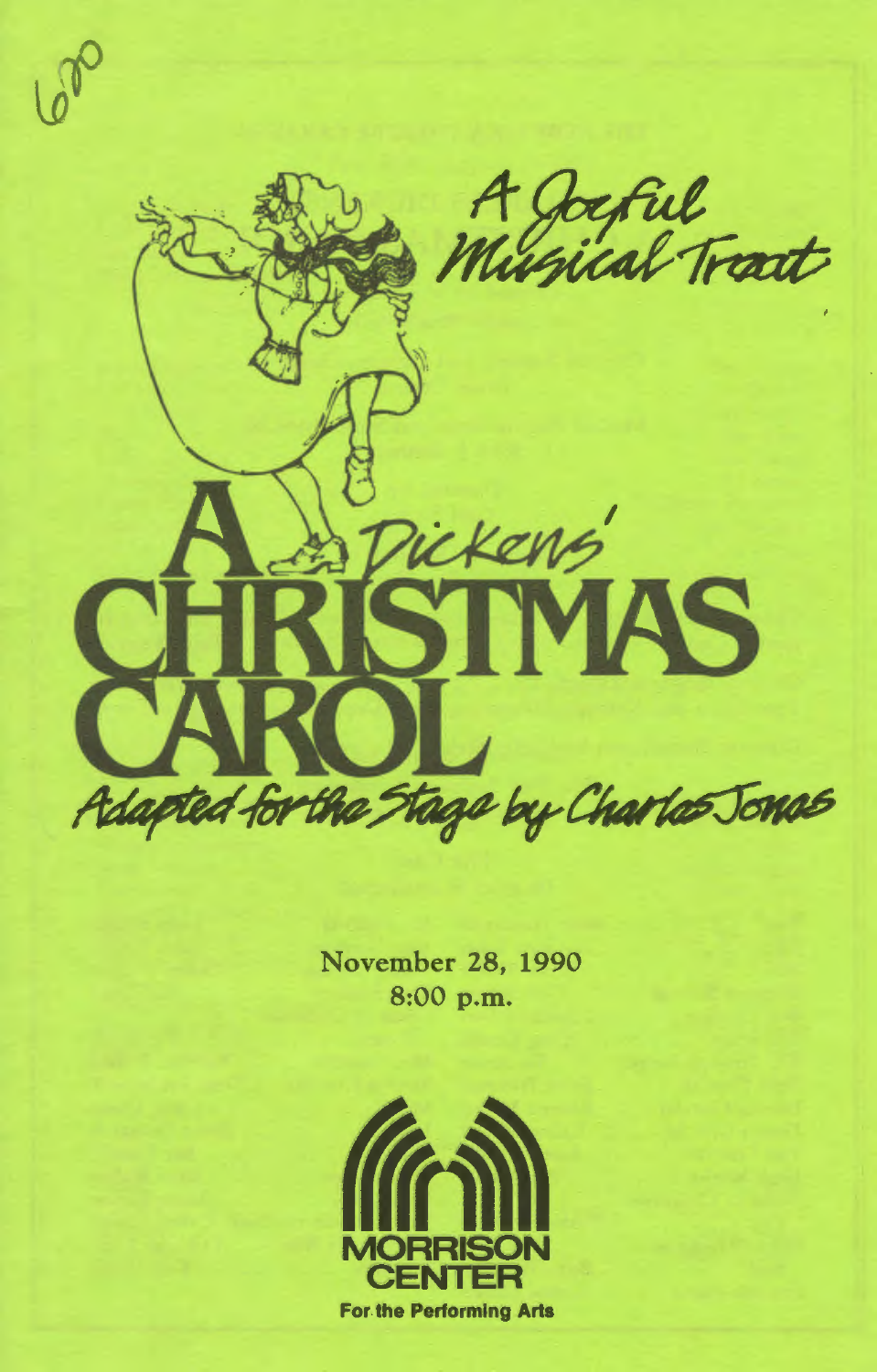620

A Joyful Musical Treat

# A Dickens' CHRISTMAS CAROL

*Adapted for the Stage by Charles Jones*

November 28, 1990
8:00 p.m.

MORRISON CENTER
For the Performing Arts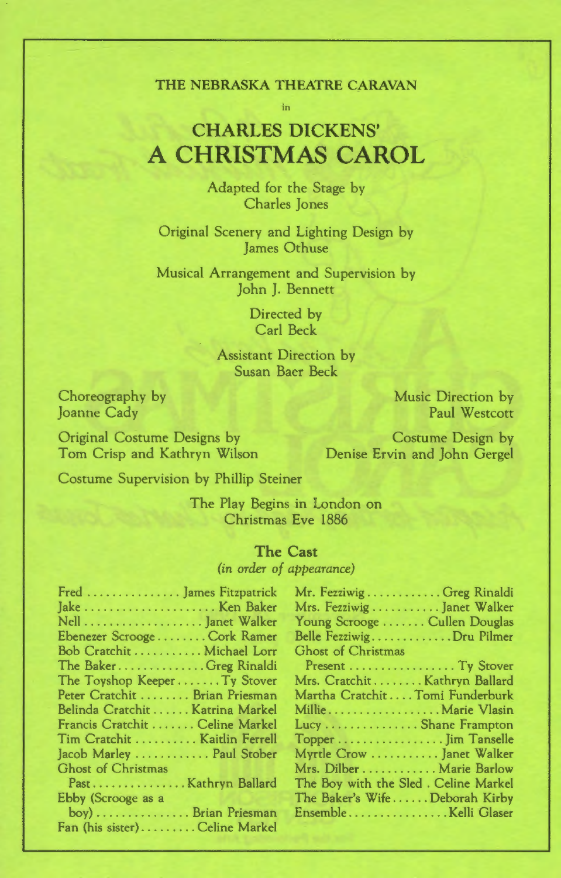THE NEBRASKA THEATRE CARAVAN

in

# CHARLES DICKENS' A CHRISTMAS CAROL

Adapted for the Stage by
Charles Jones

Original Scenery and Lighting Design by
James Othuse

Musical Arrangement and Supervision by
John J. Bennett

Directed by
Carl Beck

Assistant Direction by
Susan Baer Beck

Choreography by
Joanne Cady

Music Direction by
Paul Westcott

Original Costume Designs by
Tom Crisp and Kathryn Wilson

Costume Design by
Denise Ervin and John Gergel

Costume Supervision by Phillip Steiner

The Play Begins in London on
Christmas Eve 1886

## The Cast

*(in order of appearance)*

Fred . . . . . . . . . . . . . . . James Fitzpatrick
Jake . . . . . . . . . . . . . . . . . . . . . Ken Baker
Nell . . . . . . . . . . . . . . . . . . . Janet Walker
Ebenezer Scrooge . . . . . . . . Cork Ramer
Bob Cratchit . . . . . . . . . . . Michael Lorr
The Baker . . . . . . . . . . . . . . Greg Rinaldi
The Toyshop Keeper . . . . . . . Ty Stover
Peter Cratchit . . . . . . . . Brian Priesman
Belinda Cratchit . . . . . . Katrina Markel
Francis Cratchit . . . . . . . Celine Markel
Tim Cratchit . . . . . . . . . . Kaitlin Ferrell
Jacob Marley . . . . . . . . . . . . Paul Stober
Ghost of Christmas Past . . . . . . . . . . . . . . . Kathryn Ballard
Ebby (Scrooge as a boy) . . . . . . . . . . . . . . . Brian Priesman
Fan (his sister) . . . . . . . . . Celine Markel
Mr. Fezziwig . . . . . . . . . . . . Greg Rinaldi
Mrs. Fezziwig . . . . . . . . . . . Janet Walker
Young Scrooge . . . . . . . Cullen Douglas
Belle Fezziwig . . . . . . . . . . . . . Dru Pilmer
Ghost of Christmas Present . . . . . . . . . . . . . . . . . Ty Stover
Mrs. Cratchit . . . . . . . . Kathryn Ballard
Martha Cratchit . . . . Tomi Funderburk
Millie . . . . . . . . . . . . . . . . . . Marie Vlasin
Lucy . . . . . . . . . . . . . . . Shane Frampton
Topper . . . . . . . . . . . . . . . . . Jim Tanselle
Myrtle Crow . . . . . . . . . . . Janet Walker
Mrs. Dilber . . . . . . . . . . . . Marie Barlow
The Boy with the Sled . Celine Markel
The Baker's Wife . . . . . . Deborah Kirby
Ensemble . . . . . . . . . . . . . . . . Kelli Glaser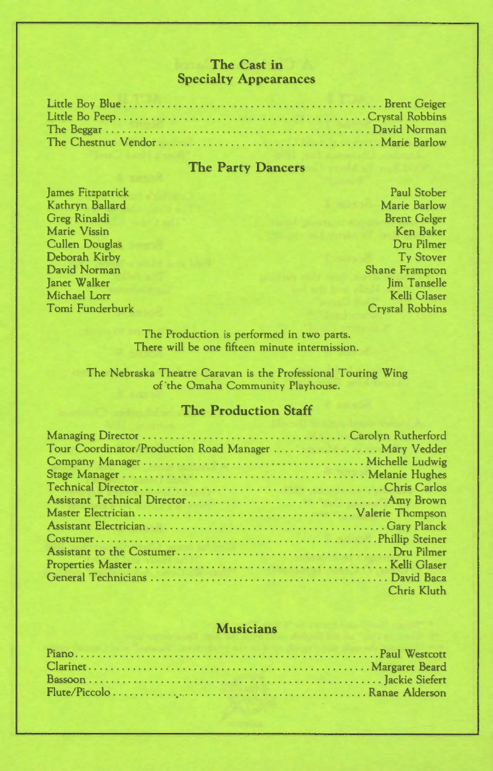## The Cast in Specialty Appearances

| Role | Performer |
| --- | --- |
| Little Boy Blue | Brent Geiger |
| Little Bo Peep | Crystal Robbins |
| The Beggar | David Norman |
| The Chestnut Vendor | Marie Barlow |

## The Party Dancers

James Fitzpatrick
Kathryn Ballard
Greg Rinaldi
Marie Vissin
Cullen Douglas
Deborah Kirby
David Norman
Janet Walker
Michael Lorr
Tomi Funderburk
Paul Stober
Marie Barlow
Brent Gelger
Ken Baker
Dru Pilmer
Ty Stover
Shane Frampton
Jim Tanselle
Kelli Glaser
Crystal Robbins

The Production is performed in two parts.
There will be one fifteen minute intermission.

The Nebraska Theatre Caravan is the Professional Touring Wing of the Omaha Community Playhouse.

## The Production Staff

| Position | Name |
| --- | --- |
| Managing Director | Carolyn Rutherford |
| Tour Coordinator/Production Road Manager | Mary Vedder |
| Company Manager | Michelle Ludwig |
| Stage Manager | Melanie Hughes |
| Technical Director | Chris Carlos |
| Assistant Technical Director | Amy Brown |
| Master Electrician | Valerie Thompson |
| Assistant Electrician | Gary Planck |
| Costumer | Phillip Steiner |
| Assistant to the Costumer | Dru Pilmer |
| Properties Master | Kelli Glaser |
| General Technicians | David Baca<br>Chris Kluth |

## Musicians

| Instrument | Musician |
| --- | --- |
| Piano | Paul Westcott |
| Clarinet | Margaret Beard |
| Bassoon | Jackie Siefert |
| Flute/Piccolo | Ranae Alderson |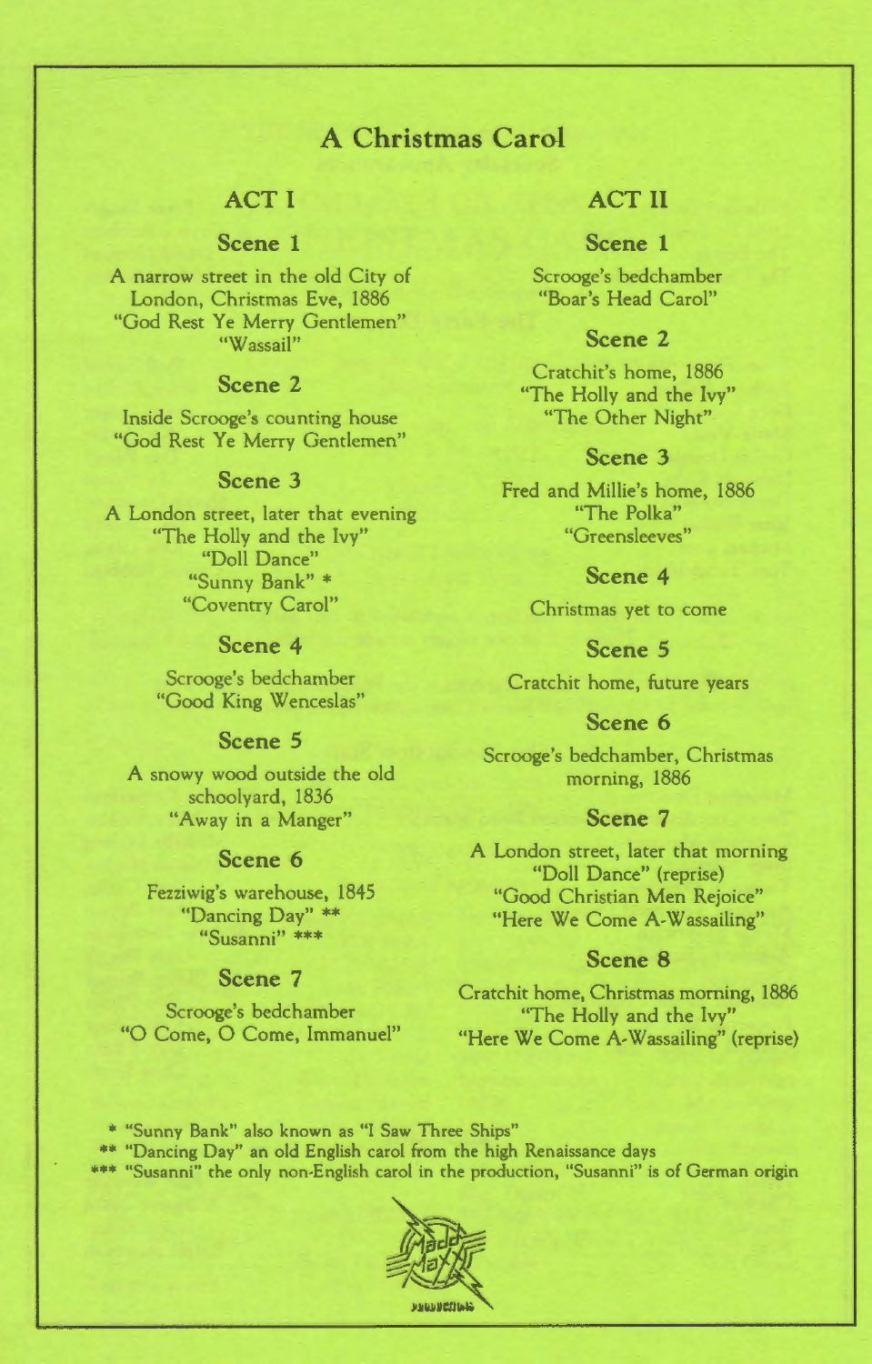# A Christmas Carol

## ACT I

### Scene 1

A narrow street in the old City of London, Christmas Eve, 1886
"God Rest Ye Merry Gentlemen"
"Wassail"

### Scene 2

Inside Scrooge's counting house
"God Rest Ye Merry Gentlemen"

### Scene 3

A London street, later that evening
"The Holly and the Ivy"
"Doll Dance"
"Sunny Bank" *
"Coventry Carol"

### Scene 4

Scrooge's bedchamber
"Good King Wenceslas"

### Scene 5

A snowy wood outside the old schoolyard, 1836
"Away in a Manger"

### Scene 6

Fezziwig's warehouse, 1845
"Dancing Day" **
"Susanni" ***

### Scene 7

Scrooge's bedchamber
"O Come, O Come, Immanuel"

## ACT II

### Scene 1

Scrooge's bedchamber
"Boar's Head Carol"

### Scene 2

Cratchit's home, 1886
"The Holly and the Ivy"
"The Other Night"

### Scene 3

Fred and Millie's home, 1886
"The Polka"
"Greensleeves"

### Scene 4

Christmas yet to come

### Scene 5

Cratchit home, future years

### Scene 6

Scrooge's bedchamber, Christmas morning, 1886

### Scene 7

A London street, later that morning
"Doll Dance" (reprise)
"Good Christian Men Rejoice"
"Here We Come A-Wassailing"

### Scene 8

Cratchit home, Christmas morning, 1886
"The Holly and the Ivy"
"Here We Come A-Wassailing" (reprise)

\* "Sunny Bank" also known as "I Saw Three Ships"
\** "Dancing Day" an old English carol from the high Renaissance days
\*** "Susanni" the only non-English carol in the production, "Susanni" is of German origin